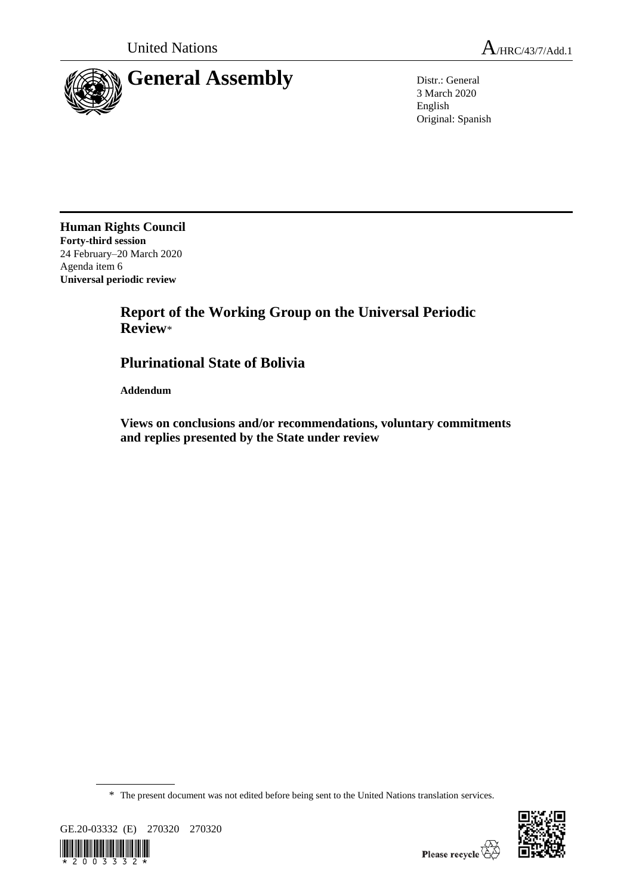United Nations | A/HRC/43/7/Add.1

# General Assembly

Distr.: General
3 March 2020
English
Original: Spanish

**Human Rights Council**
**Forty-third session**
24 February–20 March 2020
Agenda item 6
**Universal periodic review**

## Report of the Working Group on the Universal Periodic Review*

## Plurinational State of Bolivia

**Addendum**

### Views on conclusions and/or recommendations, voluntary commitments and replies presented by the State under review

* The present document was not edited before being sent to the United Nations translation services.

GE.20-03332 (E) 270320 270320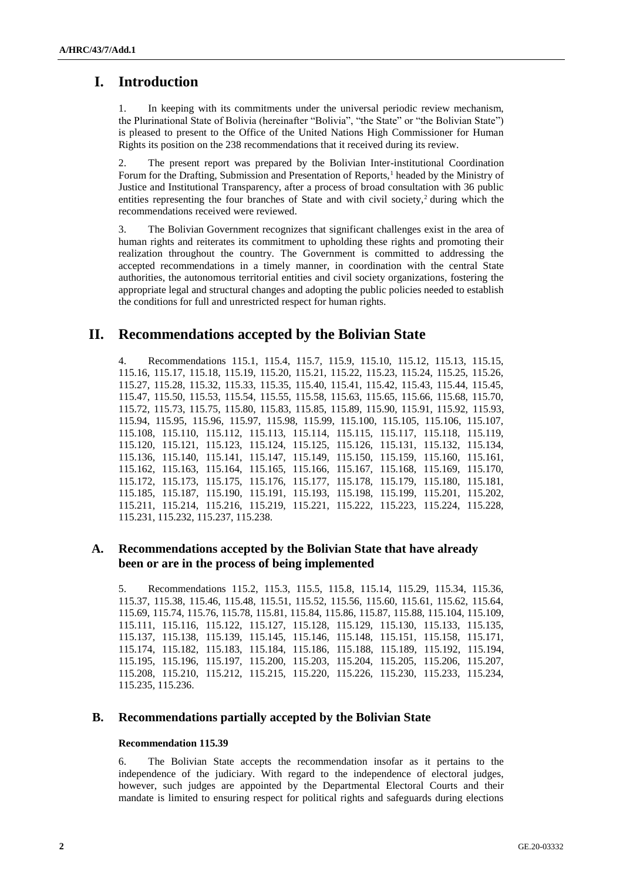# I. Introduction

1. In keeping with its commitments under the universal periodic review mechanism, the Plurinational State of Bolivia (hereinafter "Bolivia", "the State" or "the Bolivian State") is pleased to present to the Office of the United Nations High Commissioner for Human Rights its position on the 238 recommendations that it received during its review.

2. The present report was prepared by the Bolivian Inter-institutional Coordination Forum for the Drafting, Submission and Presentation of Reports,[1] headed by the Ministry of Justice and Institutional Transparency, after a process of broad consultation with 36 public entities representing the four branches of State and with civil society,[2] during which the recommendations received were reviewed.

3. The Bolivian Government recognizes that significant challenges exist in the area of human rights and reiterates its commitment to upholding these rights and promoting their realization throughout the country. The Government is committed to addressing the accepted recommendations in a timely manner, in coordination with the central State authorities, the autonomous territorial entities and civil society organizations, fostering the appropriate legal and structural changes and adopting the public policies needed to establish the conditions for full and unrestricted respect for human rights.

# II. Recommendations accepted by the Bolivian State

4. Recommendations 115.1, 115.4, 115.7, 115.9, 115.10, 115.12, 115.13, 115.15, 115.16, 115.17, 115.18, 115.19, 115.20, 115.21, 115.22, 115.23, 115.24, 115.25, 115.26, 115.27, 115.28, 115.32, 115.33, 115.35, 115.40, 115.41, 115.42, 115.43, 115.44, 115.45, 115.47, 115.50, 115.53, 115.54, 115.55, 115.58, 115.63, 115.65, 115.66, 115.68, 115.70, 115.72, 115.73, 115.75, 115.80, 115.83, 115.85, 115.89, 115.90, 115.91, 115.92, 115.93, 115.94, 115.95, 115.96, 115.97, 115.98, 115.99, 115.100, 115.105, 115.106, 115.107, 115.108, 115.110, 115.112, 115.113, 115.114, 115.115, 115.117, 115.118, 115.119, 115.120, 115.121, 115.123, 115.124, 115.125, 115.126, 115.131, 115.132, 115.134, 115.136, 115.140, 115.141, 115.147, 115.149, 115.150, 115.159, 115.160, 115.161, 115.162, 115.163, 115.164, 115.165, 115.166, 115.167, 115.168, 115.169, 115.170, 115.172, 115.173, 115.175, 115.176, 115.177, 115.178, 115.179, 115.180, 115.181, 115.185, 115.187, 115.190, 115.191, 115.193, 115.198, 115.199, 115.201, 115.202, 115.211, 115.214, 115.216, 115.219, 115.221, 115.222, 115.223, 115.224, 115.228, 115.231, 115.232, 115.237, 115.238.

## A. Recommendations accepted by the Bolivian State that have already been or are in the process of being implemented

5. Recommendations 115.2, 115.3, 115.5, 115.8, 115.14, 115.29, 115.34, 115.36, 115.37, 115.38, 115.46, 115.48, 115.51, 115.52, 115.56, 115.60, 115.61, 115.62, 115.64, 115.69, 115.74, 115.76, 115.78, 115.81, 115.84, 115.86, 115.87, 115.88, 115.104, 115.109, 115.111, 115.116, 115.122, 115.127, 115.128, 115.129, 115.130, 115.133, 115.135, 115.137, 115.138, 115.139, 115.145, 115.146, 115.148, 115.151, 115.158, 115.171, 115.174, 115.182, 115.183, 115.184, 115.186, 115.188, 115.189, 115.192, 115.194, 115.195, 115.196, 115.197, 115.200, 115.203, 115.204, 115.205, 115.206, 115.207, 115.208, 115.210, 115.212, 115.215, 115.220, 115.226, 115.230, 115.233, 115.234, 115.235, 115.236.

## B. Recommendations partially accepted by the Bolivian State

### Recommendation 115.39

6. The Bolivian State accepts the recommendation insofar as it pertains to the independence of the judiciary. With regard to the independence of electoral judges, however, such judges are appointed by the Departmental Electoral Courts and their mandate is limited to ensuring respect for political rights and safeguards during elections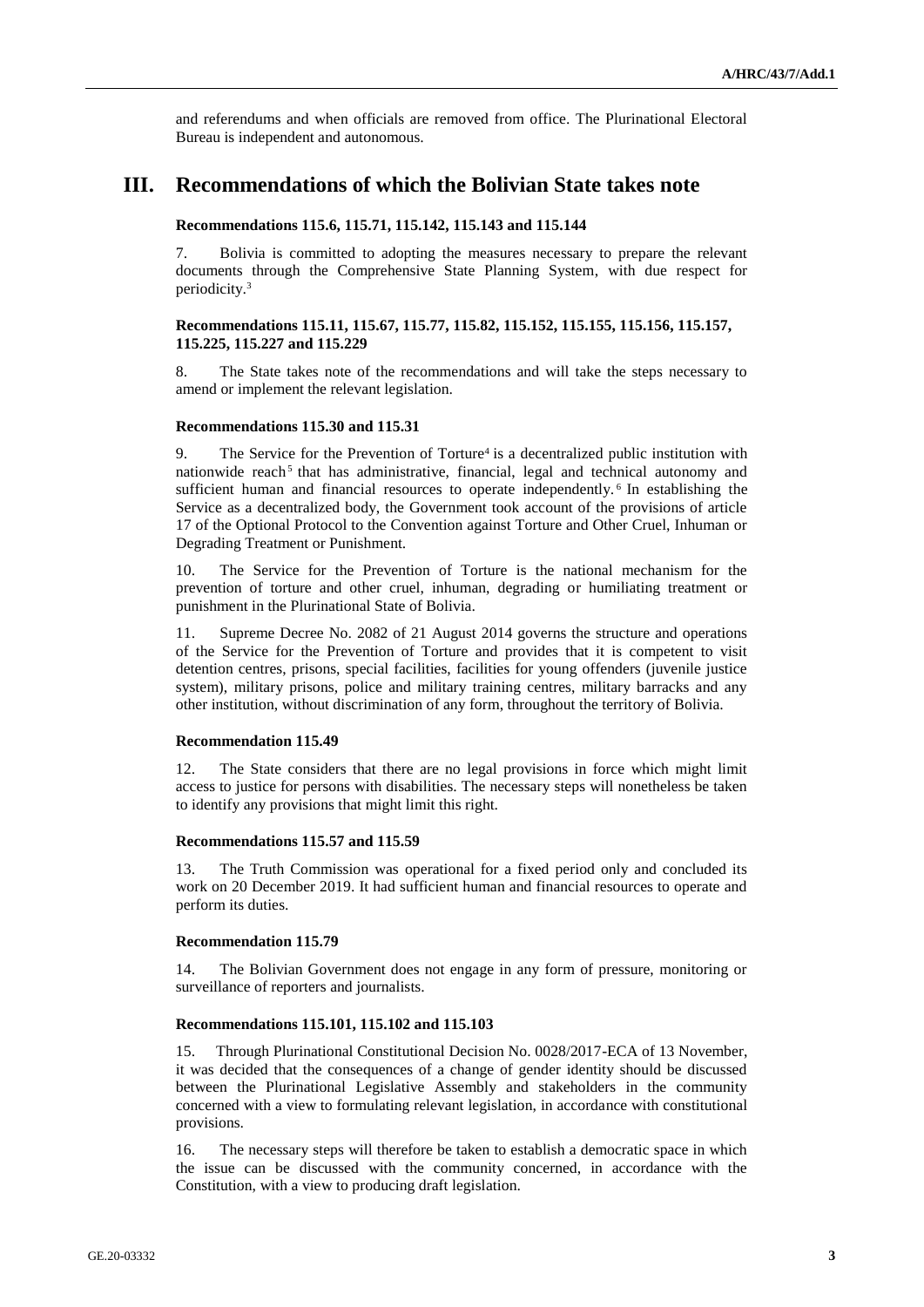and referendums and when officials are removed from office. The Plurinational Electoral Bureau is independent and autonomous.

# III. Recommendations of which the Bolivian State takes note

### Recommendations 115.6, 115.71, 115.142, 115.143 and 115.144

7. Bolivia is committed to adopting the measures necessary to prepare the relevant documents through the Comprehensive State Planning System, with due respect for periodicity.[3]

### Recommendations 115.11, 115.67, 115.77, 115.82, 115.152, 115.155, 115.156, 115.157, 115.225, 115.227 and 115.229

8. The State takes note of the recommendations and will take the steps necessary to amend or implement the relevant legislation.

### Recommendations 115.30 and 115.31

9. The Service for the Prevention of Torture[4] is a decentralized public institution with nationwide reach[5] that has administrative, financial, legal and technical autonomy and sufficient human and financial resources to operate independently.[6] In establishing the Service as a decentralized body, the Government took account of the provisions of article 17 of the Optional Protocol to the Convention against Torture and Other Cruel, Inhuman or Degrading Treatment or Punishment.

10. The Service for the Prevention of Torture is the national mechanism for the prevention of torture and other cruel, inhuman, degrading or humiliating treatment or punishment in the Plurinational State of Bolivia.

11. Supreme Decree No. 2082 of 21 August 2014 governs the structure and operations of the Service for the Prevention of Torture and provides that it is competent to visit detention centres, prisons, special facilities, facilities for young offenders (juvenile justice system), military prisons, police and military training centres, military barracks and any other institution, without discrimination of any form, throughout the territory of Bolivia.

### Recommendation 115.49

12. The State considers that there are no legal provisions in force which might limit access to justice for persons with disabilities. The necessary steps will nonetheless be taken to identify any provisions that might limit this right.

### Recommendations 115.57 and 115.59

13. The Truth Commission was operational for a fixed period only and concluded its work on 20 December 2019. It had sufficient human and financial resources to operate and perform its duties.

### Recommendation 115.79

14. The Bolivian Government does not engage in any form of pressure, monitoring or surveillance of reporters and journalists.

### Recommendations 115.101, 115.102 and 115.103

15. Through Plurinational Constitutional Decision No. 0028/2017-ECA of 13 November, it was decided that the consequences of a change of gender identity should be discussed between the Plurinational Legislative Assembly and stakeholders in the community concerned with a view to formulating relevant legislation, in accordance with constitutional provisions.

16. The necessary steps will therefore be taken to establish a democratic space in which the issue can be discussed with the community concerned, in accordance with the Constitution, with a view to producing draft legislation.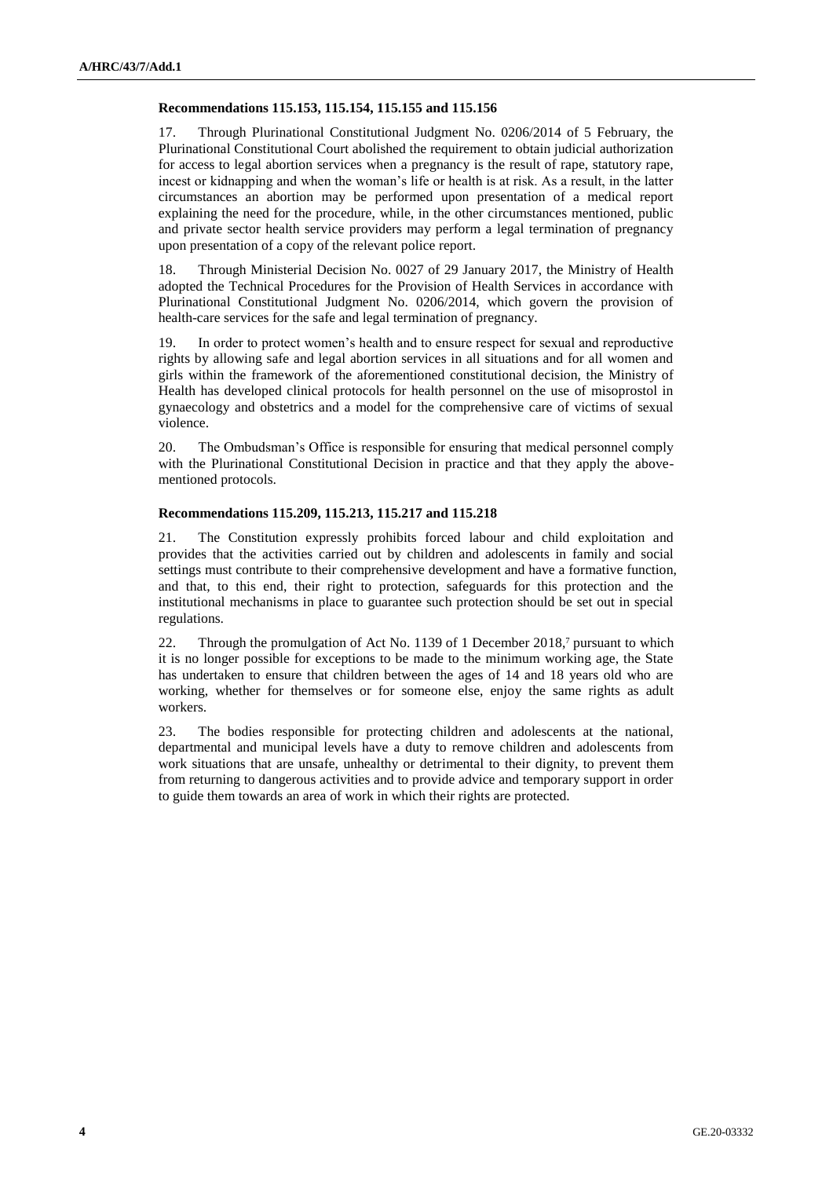### Recommendations 115.153, 115.154, 115.155 and 115.156

17. Through Plurinational Constitutional Judgment No. 0206/2014 of 5 February, the Plurinational Constitutional Court abolished the requirement to obtain judicial authorization for access to legal abortion services when a pregnancy is the result of rape, statutory rape, incest or kidnapping and when the woman's life or health is at risk. As a result, in the latter circumstances an abortion may be performed upon presentation of a medical report explaining the need for the procedure, while, in the other circumstances mentioned, public and private sector health service providers may perform a legal termination of pregnancy upon presentation of a copy of the relevant police report.

18. Through Ministerial Decision No. 0027 of 29 January 2017, the Ministry of Health adopted the Technical Procedures for the Provision of Health Services in accordance with Plurinational Constitutional Judgment No. 0206/2014, which govern the provision of health-care services for the safe and legal termination of pregnancy.

19. In order to protect women's health and to ensure respect for sexual and reproductive rights by allowing safe and legal abortion services in all situations and for all women and girls within the framework of the aforementioned constitutional decision, the Ministry of Health has developed clinical protocols for health personnel on the use of misoprostol in gynaecology and obstetrics and a model for the comprehensive care of victims of sexual violence.

20. The Ombudsman's Office is responsible for ensuring that medical personnel comply with the Plurinational Constitutional Decision in practice and that they apply the above-mentioned protocols.

### Recommendations 115.209, 115.213, 115.217 and 115.218

21. The Constitution expressly prohibits forced labour and child exploitation and provides that the activities carried out by children and adolescents in family and social settings must contribute to their comprehensive development and have a formative function, and that, to this end, their right to protection, safeguards for this protection and the institutional mechanisms in place to guarantee such protection should be set out in special regulations.

22. Through the promulgation of Act No. 1139 of 1 December 2018,[7] pursuant to which it is no longer possible for exceptions to be made to the minimum working age, the State has undertaken to ensure that children between the ages of 14 and 18 years old who are working, whether for themselves or for someone else, enjoy the same rights as adult workers.

23. The bodies responsible for protecting children and adolescents at the national, departmental and municipal levels have a duty to remove children and adolescents from work situations that are unsafe, unhealthy or detrimental to their dignity, to prevent them from returning to dangerous activities and to provide advice and temporary support in order to guide them towards an area of work in which their rights are protected.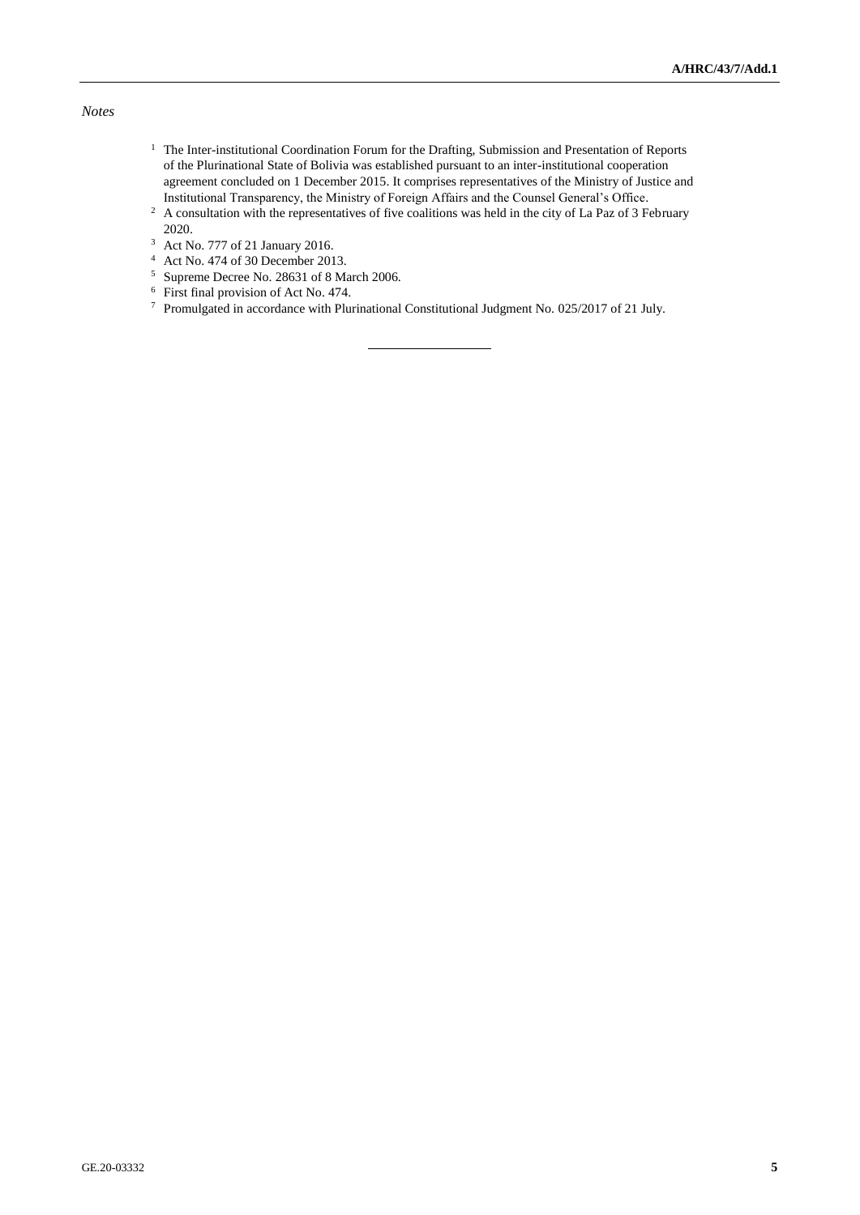*Notes*

1. The Inter-institutional Coordination Forum for the Drafting, Submission and Presentation of Reports of the Plurinational State of Bolivia was established pursuant to an inter-institutional cooperation agreement concluded on 1 December 2015. It comprises representatives of the Ministry of Justice and Institutional Transparency, the Ministry of Foreign Affairs and the Counsel General's Office.
2. A consultation with the representatives of five coalitions was held in the city of La Paz of 3 February 2020.
3. Act No. 777 of 21 January 2016.
4. Act No. 474 of 30 December 2013.
5. Supreme Decree No. 28631 of 8 March 2006.
6. First final provision of Act No. 474.
7. Promulgated in accordance with Plurinational Constitutional Judgment No. 025/2017 of 21 July.